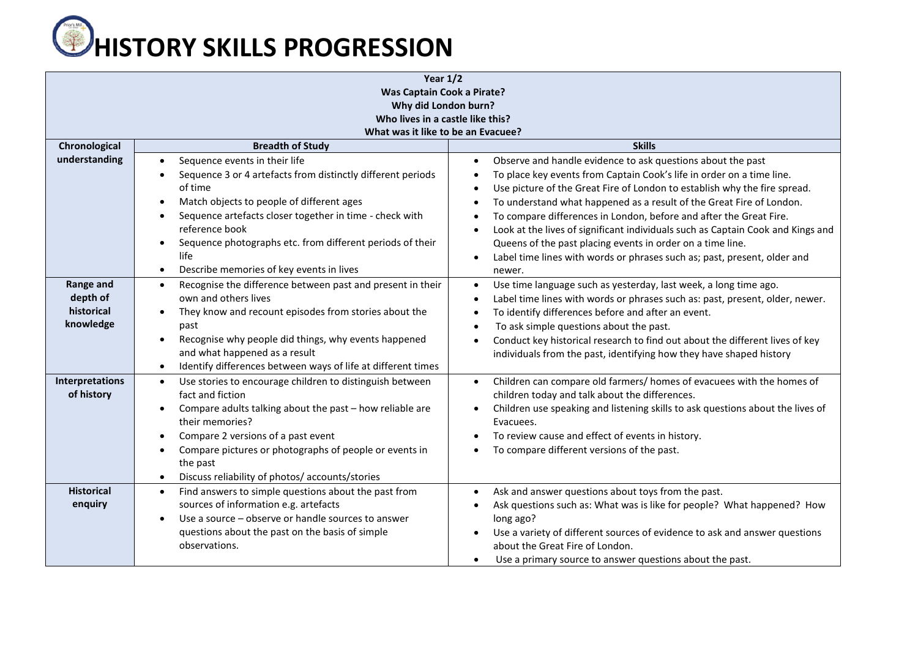# HISTORY SKILLS PROGRESSION

| Year 1/2<br>Was Captain Cook a Pirate?<br>Why did London burn?<br>Who lives in a castle like this?<br>What was it like to be an Evacuee? | | |
|---|---|---|
| **Chronological understanding** | **Breadth of Study** | **Skills** |
| | • Sequence events in their life<br>• Sequence 3 or 4 artefacts from distinctly different periods of time<br>• Match objects to people of different ages<br>• Sequence artefacts closer together in time - check with reference book<br>• Sequence photographs etc. from different periods of their life<br>• Describe memories of key events in lives | • Observe and handle evidence to ask questions about the past<br>• To place key events from Captain Cook's life in order on a time line.<br>• Use picture of the Great Fire of London to establish why the fire spread.<br>• To understand what happened as a result of the Great Fire of London.<br>• To compare differences in London, before and after the Great Fire.<br>• Look at the lives of significant individuals such as Captain Cook and Kings and Queens of the past placing events in order on a time line.<br>• Label time lines with words or phrases such as; past, present, older and newer. |
| **Range and depth of historical knowledge** | • Recognise the difference between past and present in their own and others lives<br>• They know and recount episodes from stories about the past<br>• Recognise why people did things, why events happened and what happened as a result<br>• Identify differences between ways of life at different times | • Use time language such as yesterday, last week, a long time ago.<br>• Label time lines with words or phrases such as: past, present, older, newer.<br>• To identify differences before and after an event.<br>• To ask simple questions about the past.<br>• Conduct key historical research to find out about the different lives of key individuals from the past, identifying how they have shaped history |
| **Interpretations of history** | • Use stories to encourage children to distinguish between fact and fiction<br>• Compare adults talking about the past – how reliable are their memories?<br>• Compare 2 versions of a past event<br>• Compare pictures or photographs of people or events in the past<br>• Discuss reliability of photos/ accounts/stories | • Children can compare old farmers/ homes of evacuees with the homes of children today and talk about the differences.<br>• Children use speaking and listening skills to ask questions about the lives of Evacuees.<br>• To review cause and effect of events in history.<br>• To compare different versions of the past. |
| **Historical enquiry** | • Find answers to simple questions about the past from sources of information e.g. artefacts<br>• Use a source – observe or handle sources to answer questions about the past on the basis of simple observations. | • Ask and answer questions about toys from the past.<br>• Ask questions such as: What was is like for people? What happened? How long ago?<br>• Use a variety of different sources of evidence to ask and answer questions about the Great Fire of London.<br>• Use a primary source to answer questions about the past. |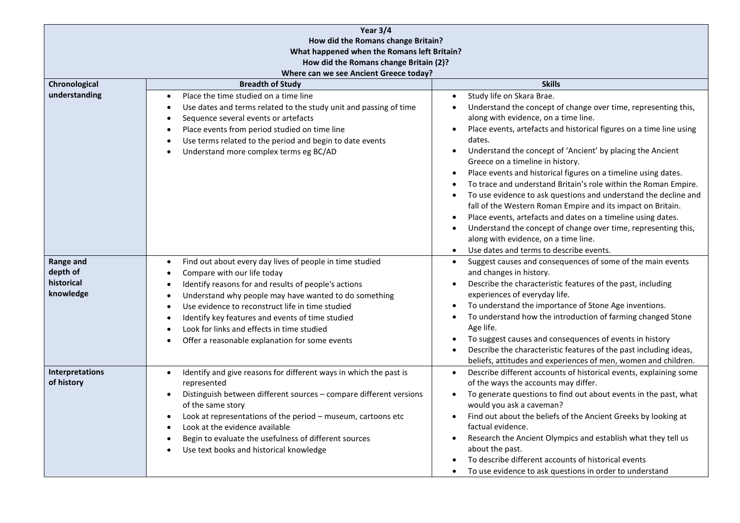| Year 3/4<br>How did the Romans change Britain?<br>What happened when the Romans left Britain?<br>How did the Romans change Britain (2)?<br>Where can we see Ancient Greece today? | | |
|---|---|---|
| **Chronological understanding** | **Breadth of Study** | **Skills** |
| | • Place the time studied on a time line<br>• Use dates and terms related to the study unit and passing of time<br>• Sequence several events or artefacts<br>• Place events from period studied on time line<br>• Use terms related to the period and begin to date events<br>• Understand more complex terms eg BC/AD | • Study life on Skara Brae.<br>• Understand the concept of change over time, representing this, along with evidence, on a time line.<br>• Place events, artefacts and historical figures on a time line using dates.<br>• Understand the concept of 'Ancient' by placing the Ancient Greece on a timeline in history.<br>• Place events and historical figures on a timeline using dates.<br>• To trace and understand Britain's role within the Roman Empire.<br>• To use evidence to ask questions and understand the decline and fall of the Western Roman Empire and its impact on Britain.<br>• Place events, artefacts and dates on a timeline using dates.<br>• Understand the concept of change over time, representing this, along with evidence, on a time line.<br>• Use dates and terms to describe events. |
| **Range and depth of historical knowledge** | • Find out about every day lives of people in time studied<br>• Compare with our life today<br>• Identify reasons for and results of people's actions<br>• Understand why people may have wanted to do something<br>• Use evidence to reconstruct life in time studied<br>• Identify key features and events of time studied<br>• Look for links and effects in time studied<br>• Offer a reasonable explanation for some events | • Suggest causes and consequences of some of the main events and changes in history.<br>• Describe the characteristic features of the past, including experiences of everyday life.<br>• To understand the importance of Stone Age inventions.<br>• To understand how the introduction of farming changed Stone Age life.<br>• To suggest causes and consequences of events in history<br>• Describe the characteristic features of the past including ideas, beliefs, attitudes and experiences of men, women and children. |
| **Interpretations of history** | • Identify and give reasons for different ways in which the past is represented<br>• Distinguish between different sources – compare different versions of the same story<br>• Look at representations of the period – museum, cartoons etc<br>• Look at the evidence available<br>• Begin to evaluate the usefulness of different sources<br>• Use text books and historical knowledge | • Describe different accounts of historical events, explaining some of the ways the accounts may differ.<br>• To generate questions to find out about events in the past, what would you ask a caveman?<br>• Find out about the beliefs of the Ancient Greeks by looking at factual evidence.<br>• Research the Ancient Olympics and establish what they tell us about the past.<br>• To describe different accounts of historical events<br>• To use evidence to ask questions in order to understand |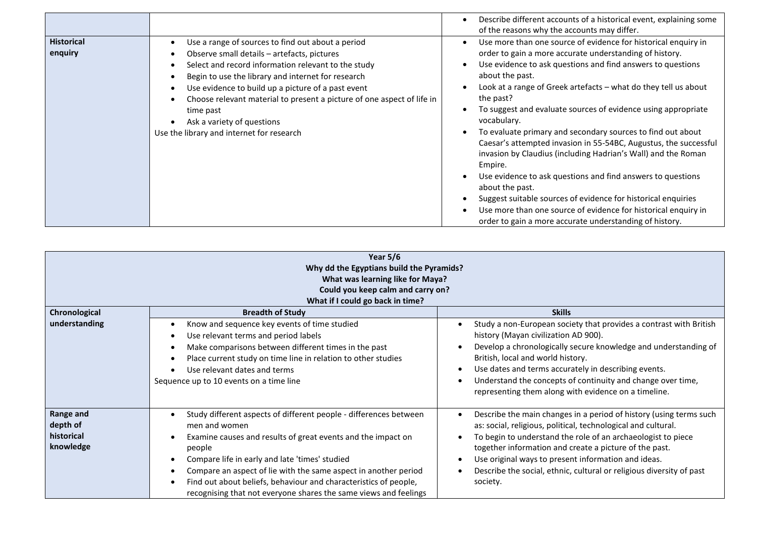| | | |
|---|---|---|
| | | • Describe different accounts of a historical event, explaining some of the reasons why the accounts may differ. |
| **Historical enquiry** | • Use a range of sources to find out about a period<br>• Observe small details – artefacts, pictures<br>• Select and record information relevant to the study<br>• Begin to use the library and internet for research<br>• Use evidence to build up a picture of a past event<br>• Choose relevant material to present a picture of one aspect of life in time past<br>• Ask a variety of questions<br>Use the library and internet for research | • Use more than one source of evidence for historical enquiry in order to gain a more accurate understanding of history.<br>• Use evidence to ask questions and find answers to questions about the past.<br>• Look at a range of Greek artefacts – what do they tell us about the past?<br>• To suggest and evaluate sources of evidence using appropriate vocabulary.<br>• To evaluate primary and secondary sources to find out about Caesar's attempted invasion in 55-54BC, Augustus, the successful invasion by Claudius (including Hadrian's Wall) and the Roman Empire.<br>• Use evidence to ask questions and find answers to questions about the past.<br>• Suggest suitable sources of evidence for historical enquiries<br>• Use more than one source of evidence for historical enquiry in order to gain a more accurate understanding of history. |

| **Year 5/6<br>Why dd the Egyptians build the Pyramids?<br>What was learning like for Maya?<br>Could you keep calm and carry on?<br>What if I could go back in time?** | | |
|---|---|---|
| **Chronological understanding** | **Breadth of Study** | **Skills** |
| | • Know and sequence key events of time studied<br>• Use relevant terms and period labels<br>• Make comparisons between different times in the past<br>• Place current study on time line in relation to other studies<br>• Use relevant dates and terms<br>Sequence up to 10 events on a time line | • Study a non-European society that provides a contrast with British history (Mayan civilization AD 900).<br>• Develop a chronologically secure knowledge and understanding of British, local and world history.<br>• Use dates and terms accurately in describing events.<br>• Understand the concepts of continuity and change over time, representing them along with evidence on a timeline. |
| **Range and depth of historical knowledge** | • Study different aspects of different people - differences between men and women<br>• Examine causes and results of great events and the impact on people<br>• Compare life in early and late 'times' studied<br>• Compare an aspect of lie with the same aspect in another period<br>• Find out about beliefs, behaviour and characteristics of people, recognising that not everyone shares the same views and feelings | • Describe the main changes in a period of history (using terms such as: social, religious, political, technological and cultural.<br>• To begin to understand the role of an archaeologist to piece together information and create a picture of the past.<br>• Use original ways to present information and ideas.<br>• Describe the social, ethnic, cultural or religious diversity of past society. |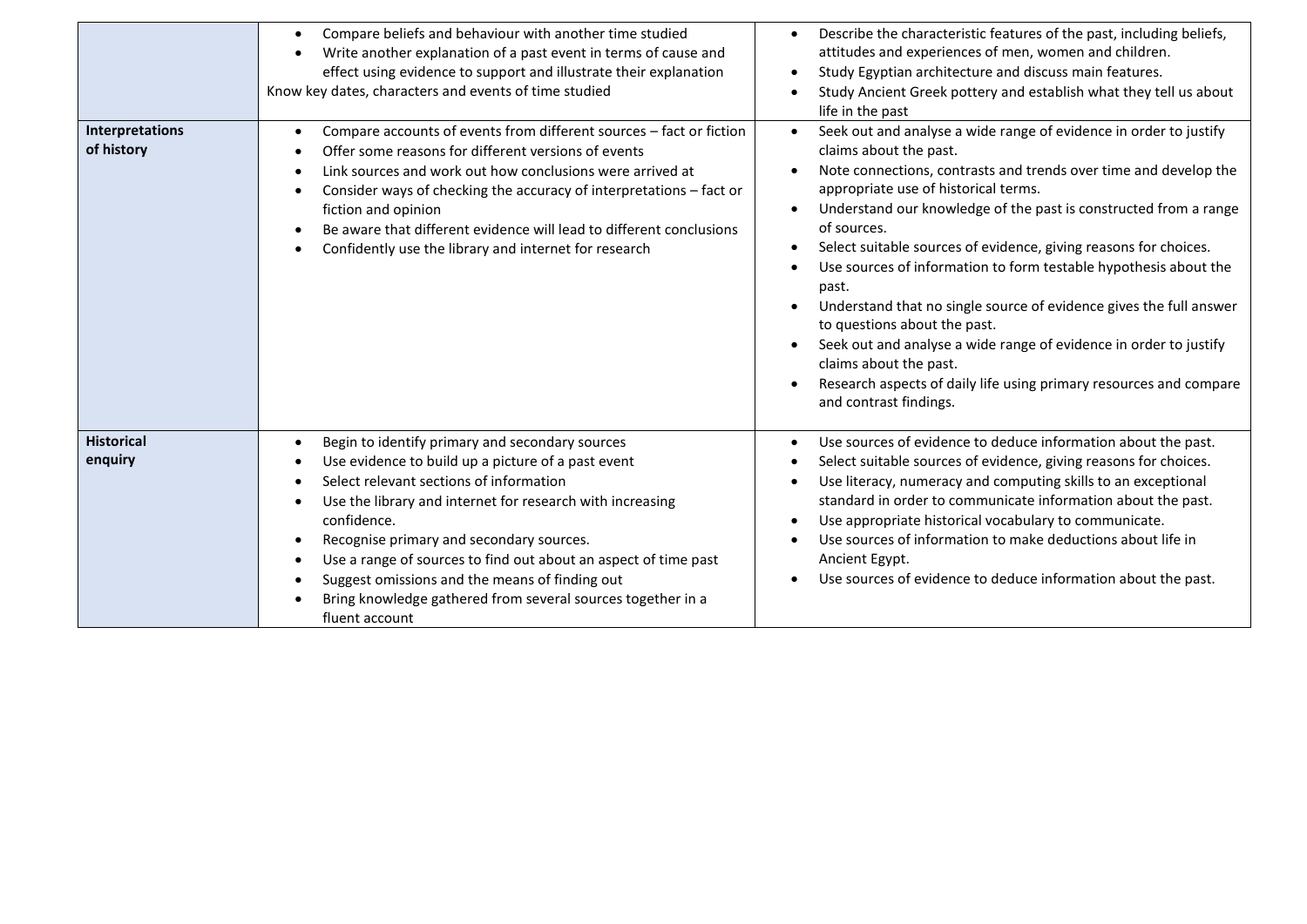| | | |
|---|---|---|
| | • Compare beliefs and behaviour with another time studied<br>• Write another explanation of a past event in terms of cause and effect using evidence to support and illustrate their explanation<br>Know key dates, characters and events of time studied | • Describe the characteristic features of the past, including beliefs, attitudes and experiences of men, women and children.<br>• Study Egyptian architecture and discuss main features.<br>• Study Ancient Greek pottery and establish what they tell us about life in the past |
| **Interpretations of history** | • Compare accounts of events from different sources – fact or fiction<br>• Offer some reasons for different versions of events<br>• Link sources and work out how conclusions were arrived at<br>• Consider ways of checking the accuracy of interpretations – fact or fiction and opinion<br>• Be aware that different evidence will lead to different conclusions<br>• Confidently use the library and internet for research | • Seek out and analyse a wide range of evidence in order to justify claims about the past.<br>• Note connections, contrasts and trends over time and develop the appropriate use of historical terms.<br>• Understand our knowledge of the past is constructed from a range of sources.<br>• Select suitable sources of evidence, giving reasons for choices.<br>• Use sources of information to form testable hypothesis about the past.<br>• Understand that no single source of evidence gives the full answer to questions about the past.<br>• Seek out and analyse a wide range of evidence in order to justify claims about the past.<br>• Research aspects of daily life using primary resources and compare and contrast findings. |
| **Historical enquiry** | • Begin to identify primary and secondary sources<br>• Use evidence to build up a picture of a past event<br>• Select relevant sections of information<br>• Use the library and internet for research with increasing confidence.<br>• Recognise primary and secondary sources.<br>• Use a range of sources to find out about an aspect of time past<br>• Suggest omissions and the means of finding out<br>• Bring knowledge gathered from several sources together in a fluent account | • Use sources of evidence to deduce information about the past.<br>• Select suitable sources of evidence, giving reasons for choices.<br>• Use literacy, numeracy and computing skills to an exceptional standard in order to communicate information about the past.<br>• Use appropriate historical vocabulary to communicate.<br>• Use sources of information to make deductions about life in Ancient Egypt.<br>• Use sources of evidence to deduce information about the past. |